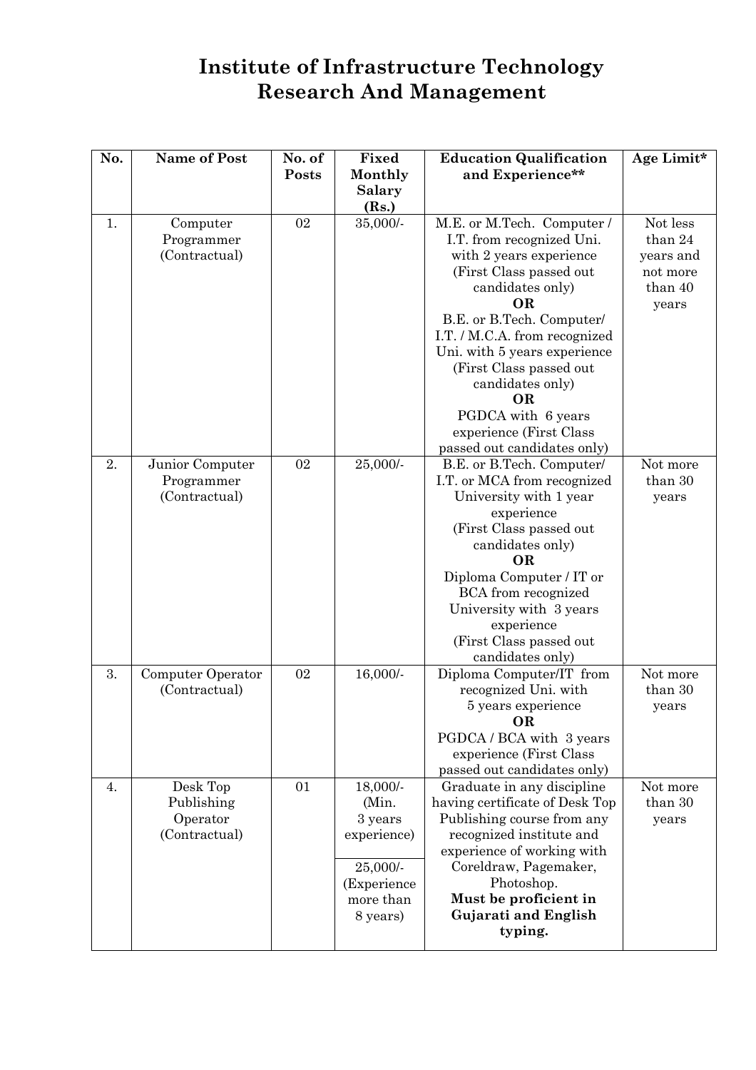# Institute of Infrastructure Technology Research And Management

| No. | Name of Post | No. of Posts | Fixed Monthly Salary (Rs.) | Education Qualification and Experience** | Age Limit* |
|---|---|---|---|---|---|
| 1. | Computer Programmer (Contractual) | 02 | 35,000/- | M.E. or M.Tech. Computer / I.T. from recognized Uni. with 2 years experience (First Class passed out candidates only) **OR** B.E. or B.Tech. Computer/ I.T. / M.C.A. from recognized Uni. with 5 years experience (First Class passed out candidates only) **OR** PGDCA with 6 years experience (First Class passed out candidates only) | Not less than 24 years and not more than 40 years |
| 2. | Junior Computer Programmer (Contractual) | 02 | 25,000/- | B.E. or B.Tech. Computer/ I.T. or MCA from recognized University with 1 year experience (First Class passed out candidates only) **OR** Diploma Computer / IT or BCA from recognized University with 3 years experience (First Class passed out candidates only) | Not more than 30 years |
| 3. | Computer Operator (Contractual) | 02 | 16,000/- | Diploma Computer/IT from recognized Uni. with 5 years experience **OR** PGDCA / BCA with 3 years experience (First Class passed out candidates only) | Not more than 30 years |
| 4. | Desk Top Publishing Operator (Contractual) | 01 | 18,000/- (Min. 3 years experience) 25,000/- (Experience more than 8 years) | Graduate in any discipline having certificate of Desk Top Publishing course from any recognized institute and experience of working with Coreldraw, Pagemaker, Photoshop. **Must be proficient in Gujarati and English typing.** | Not more than 30 years |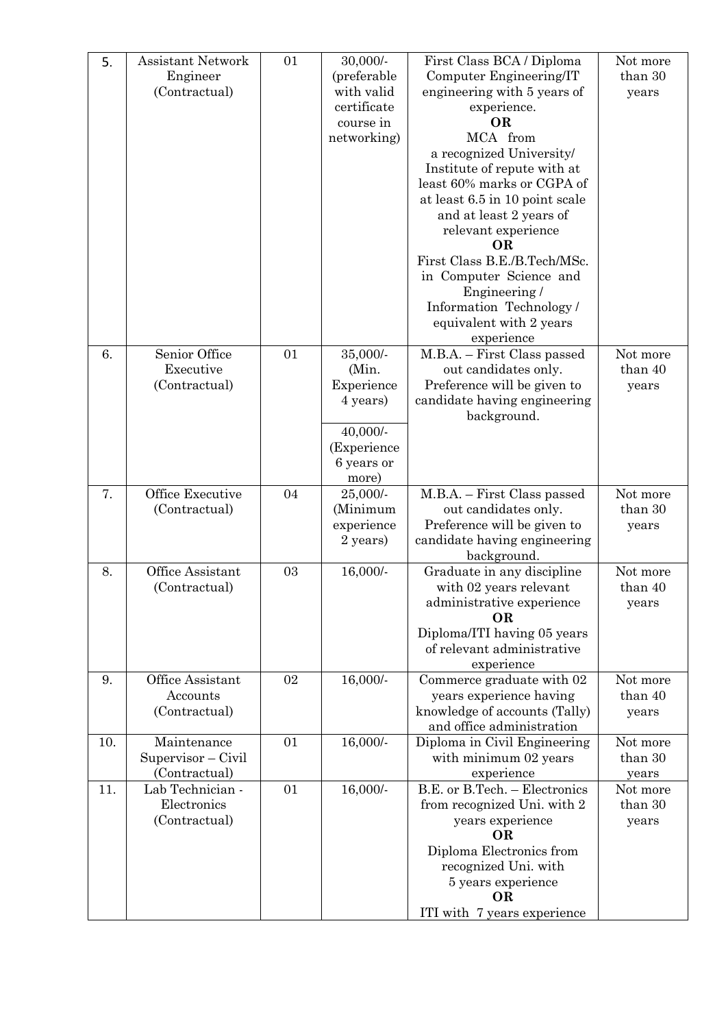| 5. | Assistant Network Engineer (Contractual) | 01 | 30,000/- (preferable with valid certificate course in networking) | First Class BCA / Diploma Computer Engineering/IT engineering with 5 years of experience. **OR** MCA from a recognized University/ Institute of repute with at least 60% marks or CGPA of at least 6.5 in 10 point scale and at least 2 years of relevant experience **OR** First Class B.E./B.Tech/MSc. in Computer Science and Engineering / Information Technology / equivalent with 2 years experience | Not more than 30 years |
|---|---|---|---|---|---|
| 6. | Senior Office Executive (Contractual) | 01 | 35,000/- (Min. Experience 4 years) <br> 40,000/- (Experience 6 years or more) | M.B.A. – First Class passed out candidates only. Preference will be given to candidate having engineering background. | Not more than 40 years |
| 7. | Office Executive (Contractual) | 04 | 25,000/- (Minimum experience 2 years) | M.B.A. – First Class passed out candidates only. Preference will be given to candidate having engineering background. | Not more than 30 years |
| 8. | Office Assistant (Contractual) | 03 | 16,000/- | Graduate in any discipline with 02 years relevant administrative experience **OR** Diploma/ITI having 05 years of relevant administrative experience | Not more than 40 years |
| 9. | Office Assistant Accounts (Contractual) | 02 | 16,000/- | Commerce graduate with 02 years experience having knowledge of accounts (Tally) and office administration | Not more than 40 years |
| 10. | Maintenance Supervisor – Civil (Contractual) | 01 | 16,000/- | Diploma in Civil Engineering with minimum 02 years experience | Not more than 30 years |
| 11. | Lab Technician - Electronics (Contractual) | 01 | 16,000/- | B.E. or B.Tech. – Electronics from recognized Uni. with 2 years experience **OR** Diploma Electronics from recognized Uni. with 5 years experience **OR** ITI with 7 years experience | Not more than 30 years |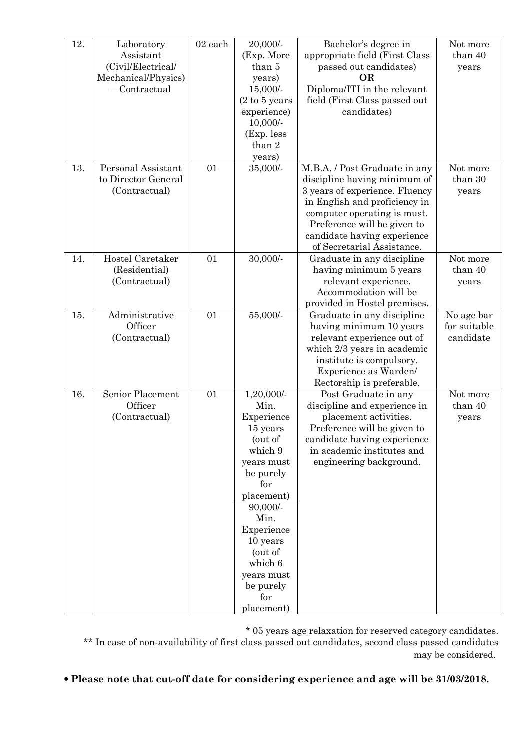| 12. | Laboratory Assistant (Civil/Electrical/ Mechanical/Physics) – Contractual | 02 each | 20,000/- (Exp. More than 5 years) 15,000/- (2 to 5 years experience) 10,000/- (Exp. less than 2 years) | Bachelor's degree in appropriate field (First Class passed out candidates) **OR** Diploma/ITI in the relevant field (First Class passed out candidates) | Not more than 40 years |
|---|---|---|---|---|---|
| 13. | Personal Assistant to Director General (Contractual) | 01 | 35,000/- | M.B.A. / Post Graduate in any discipline having minimum of 3 years of experience. Fluency in English and proficiency in computer operating is must. Preference will be given to candidate having experience of Secretarial Assistance. | Not more than 30 years |
| 14. | Hostel Caretaker (Residential) (Contractual) | 01 | 30,000/- | Graduate in any discipline having minimum 5 years relevant experience. Accommodation will be provided in Hostel premises. | Not more than 40 years |
| 15. | Administrative Officer (Contractual) | 01 | 55,000/- | Graduate in any discipline having minimum 10 years relevant experience out of which 2/3 years in academic institute is compulsory. Experience as Warden/ Rectorship is preferable. | No age bar for suitable candidate |
| 16. | Senior Placement Officer (Contractual) | 01 | 1,20,000/- Min. Experience 15 years (out of which 9 years must be purely for placement) 90,000/- Min. Experience 10 years (out of which 6 years must be purely for placement) | Post Graduate in any discipline and experience in placement activities. Preference will be given to candidate having experience in academic institutes and engineering background. | Not more than 40 years |

\* 05 years age relaxation for reserved category candidates.

\*\* In case of non-availability of first class passed out candidates, second class passed candidates may be considered.

- **Please note that cut-off date for considering experience and age will be 31/03/2018.**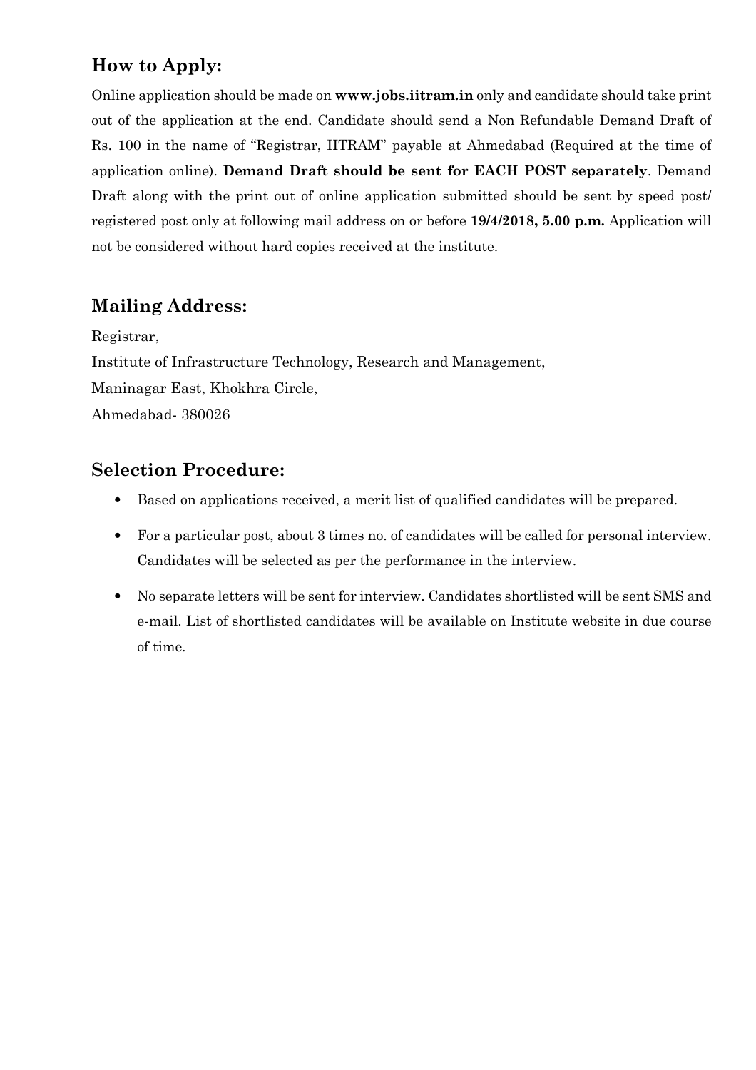## How to Apply:

Online application should be made on **www.jobs.iitram.in** only and candidate should take print out of the application at the end. Candidate should send a Non Refundable Demand Draft of Rs. 100 in the name of "Registrar, IITRAM" payable at Ahmedabad (Required at the time of application online). **Demand Draft should be sent for EACH POST separately**. Demand Draft along with the print out of online application submitted should be sent by speed post/ registered post only at following mail address on or before **19/4/2018, 5.00 p.m.** Application will not be considered without hard copies received at the institute.

## Mailing Address:

Registrar,
Institute of Infrastructure Technology, Research and Management,
Maninagar East, Khokhra Circle,
Ahmedabad- 380026

## Selection Procedure:

- Based on applications received, a merit list of qualified candidates will be prepared.
- For a particular post, about 3 times no. of candidates will be called for personal interview. Candidates will be selected as per the performance in the interview.
- No separate letters will be sent for interview. Candidates shortlisted will be sent SMS and e-mail. List of shortlisted candidates will be available on Institute website in due course of time.